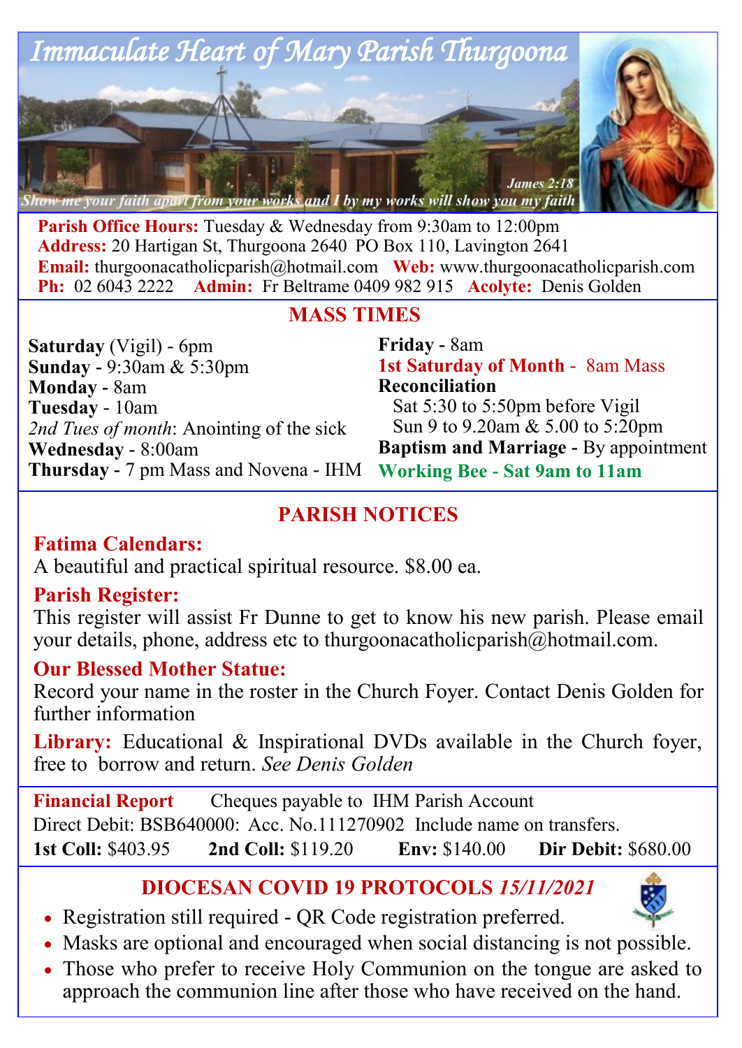# Immaculate Heart of Mary Parish Thurgoona

*Show me your faith apart from your works and I by my works will show you my faith* — *James 2:18*

**Parish Office Hours:** Tuesday & Wednesday from 9:30am to 12:00pm
**Address:** 20 Hartigan St, Thurgoona 2640 PO Box 110, Lavington 2641
**Email:** thurgoonacatholicparish@hotmail.com **Web:** www.thurgoonacatholicparish.com
**Ph:** 02 6043 2222 **Admin:** Fr Beltrame 0409 982 915 **Acolyte:** Denis Golden

## MASS TIMES

**Saturday** (Vigil) - 6pm
**Sunday** - 9:30am & 5:30pm
**Monday** - 8am
**Tuesday** - 10am
*2nd Tues of month*: Anointing of the sick
**Wednesday** - 8:00am
**Thursday** - 7 pm Mass and Novena - IHM
**Friday** - 8am
**1st Saturday of Month** - 8am Mass
**Reconciliation**
Sat 5:30 to 5:50pm before Vigil
Sun 9 to 9.20am & 5.00 to 5:20pm
**Baptism and Marriage** - By appointment
**Working Bee - Sat 9am to 11am**

## PARISH NOTICES

**Fatima Calendars:**
A beautiful and practical spiritual resource. $8.00 ea.

**Parish Register:**
This register will assist Fr Dunne to get to know his new parish. Please email your details, phone, address etc to thurgoonacatholicparish@hotmail.com.

**Our Blessed Mother Statue:**
Record your name in the roster in the Church Foyer. Contact Denis Golden for further information

**Library:** Educational & Inspirational DVDs available in the Church foyer, free to borrow and return. *See Denis Golden*

**Financial Report** Cheques payable to IHM Parish Account
Direct Debit: BSB640000: Acc. No.111270902 Include name on transfers.
**1st Coll:** $403.95 **2nd Coll:** $119.20 **Env:** $140.00 **Dir Debit:** $680.00

## DIOCESAN COVID 19 PROTOCOLS *15/11/2021*

- Registration still required - QR Code registration preferred.
- Masks are optional and encouraged when social distancing is not possible.
- Those who prefer to receive Holy Communion on the tongue are asked to approach the communion line after those who have received on the hand.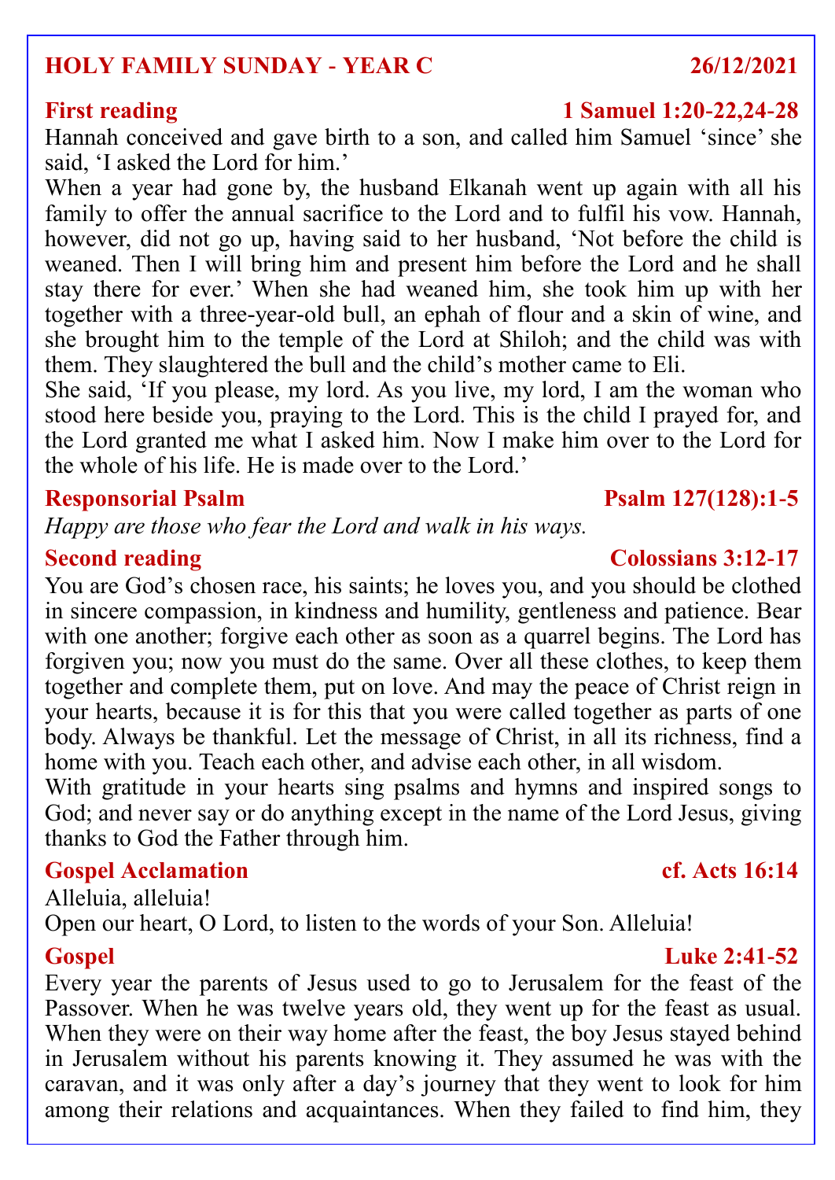## HOLY FAMILY SUNDAY - YEAR C — 26/12/2021

### First reading — 1 Samuel 1:20-22,24-28

Hannah conceived and gave birth to a son, and called him Samuel 'since' she said, 'I asked the Lord for him.'

When a year had gone by, the husband Elkanah went up again with all his family to offer the annual sacrifice to the Lord and to fulfil his vow. Hannah, however, did not go up, having said to her husband, 'Not before the child is weaned. Then I will bring him and present him before the Lord and he shall stay there for ever.' When she had weaned him, she took him up with her together with a three-year-old bull, an ephah of flour and a skin of wine, and she brought him to the temple of the Lord at Shiloh; and the child was with them. They slaughtered the bull and the child's mother came to Eli.

She said, 'If you please, my lord. As you live, my lord, I am the woman who stood here beside you, praying to the Lord. This is the child I prayed for, and the Lord granted me what I asked him. Now I make him over to the Lord for the whole of his life. He is made over to the Lord.'

### Responsorial Psalm — Psalm 127(128):1-5

*Happy are those who fear the Lord and walk in his ways.*

### Second reading — Colossians 3:12-17

You are God's chosen race, his saints; he loves you, and you should be clothed in sincere compassion, in kindness and humility, gentleness and patience. Bear with one another; forgive each other as soon as a quarrel begins. The Lord has forgiven you; now you must do the same. Over all these clothes, to keep them together and complete them, put on love. And may the peace of Christ reign in your hearts, because it is for this that you were called together as parts of one body. Always be thankful. Let the message of Christ, in all its richness, find a home with you. Teach each other, and advise each other, in all wisdom.

With gratitude in your hearts sing psalms and hymns and inspired songs to God; and never say or do anything except in the name of the Lord Jesus, giving thanks to God the Father through him.

### Gospel Acclamation — cf. Acts 16:14

Alleluia, alleluia!

Open our heart, O Lord, to listen to the words of your Son. Alleluia!

### Gospel — Luke 2:41-52

Every year the parents of Jesus used to go to Jerusalem for the feast of the Passover. When he was twelve years old, they went up for the feast as usual. When they were on their way home after the feast, the boy Jesus stayed behind in Jerusalem without his parents knowing it. They assumed he was with the caravan, and it was only after a day's journey that they went to look for him among their relations and acquaintances. When they failed to find him, they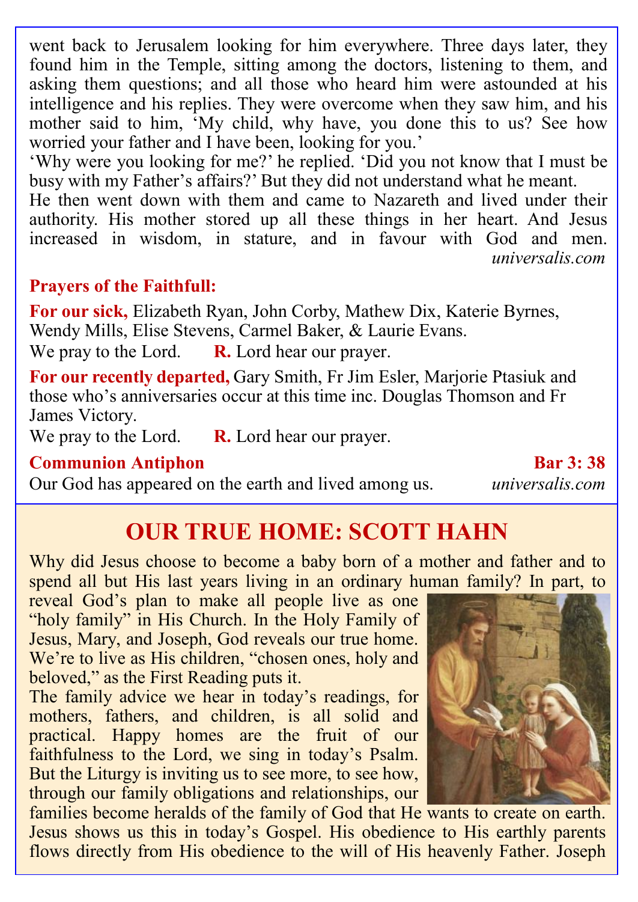went back to Jerusalem looking for him everywhere. Three days later, they found him in the Temple, sitting among the doctors, listening to them, and asking them questions; and all those who heard him were astounded at his intelligence and his replies. They were overcome when they saw him, and his mother said to him, 'My child, why have, you done this to us? See how worried your father and I have been, looking for you.'
'Why were you looking for me?' he replied. 'Did you not know that I must be busy with my Father's affairs?' But they did not understand what he meant.
He then went down with them and came to Nazareth and lived under their authority. His mother stored up all these things in her heart. And Jesus increased in wisdom, in stature, and in favour with God and men.
*universalis.com*

**Prayers of the Faithfull:**

**For our sick,** Elizabeth Ryan, John Corby, Mathew Dix, Katerie Byrnes, Wendy Mills, Elise Stevens, Carmel Baker, & Laurie Evans.
We pray to the Lord. **R.** Lord hear our prayer.

**For our recently departed,** Gary Smith, Fr Jim Esler, Marjorie Ptasiuk and those who's anniversaries occur at this time inc. Douglas Thomson and Fr James Victory.
We pray to the Lord. **R.** Lord hear our prayer.

**Communion Antiphon** **Bar 3: 38**
Our God has appeared on the earth and lived among us. *universalis.com*

## OUR TRUE HOME: SCOTT HAHN

Why did Jesus choose to become a baby born of a mother and father and to spend all but His last years living in an ordinary human family? In part, to reveal God's plan to make all people live as one "holy family" in His Church. In the Holy Family of Jesus, Mary, and Joseph, God reveals our true home. We're to live as His children, "chosen ones, holy and beloved," as the First Reading puts it.
The family advice we hear in today's readings, for mothers, fathers, and children, is all solid and practical. Happy homes are the fruit of our faithfulness to the Lord, we sing in today's Psalm. But the Liturgy is inviting us to see more, to see how, through our family obligations and relationships, our families become heralds of the family of God that He wants to create on earth. Jesus shows us this in today's Gospel. His obedience to His earthly parents flows directly from His obedience to the will of His heavenly Father. Joseph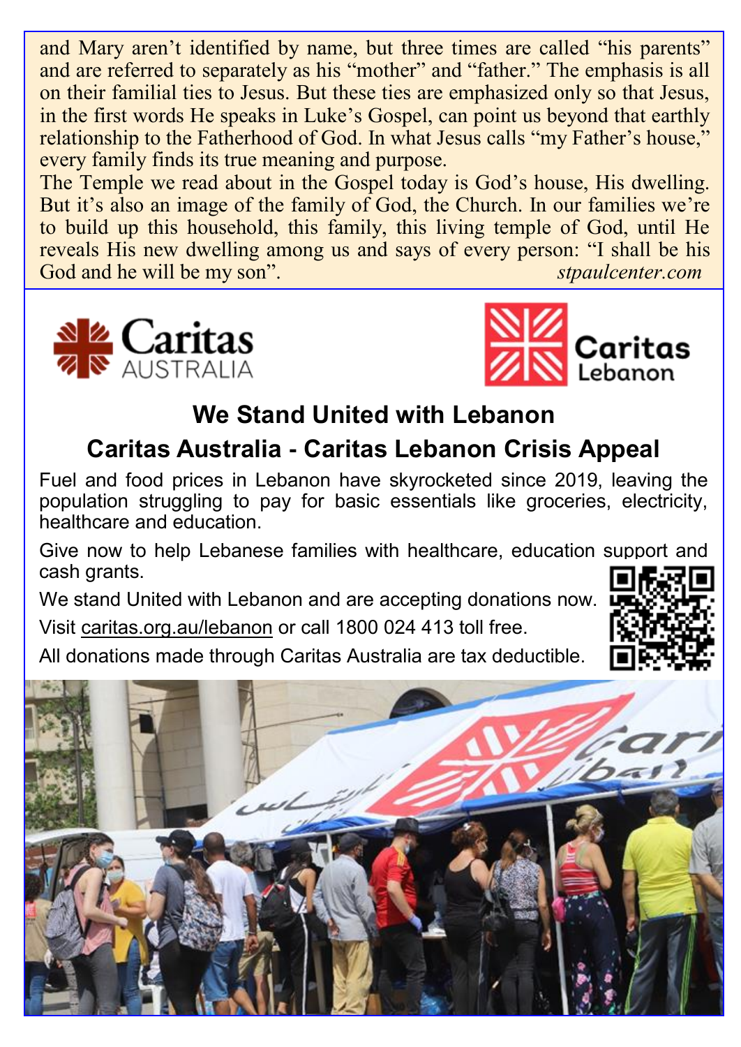and Mary aren't identified by name, but three times are called "his parents" and are referred to separately as his "mother" and "father." The emphasis is all on their familial ties to Jesus. But these ties are emphasized only so that Jesus, in the first words He speaks in Luke's Gospel, can point us beyond that earthly relationship to the Fatherhood of God. In what Jesus calls "my Father's house," every family finds its true meaning and purpose.

The Temple we read about in the Gospel today is God's house, His dwelling. But it's also an image of the family of God, the Church. In our families we're to build up this household, this family, this living temple of God, until He reveals His new dwelling among us and says of every person: "I shall be his God and he will be my son". *stpaulcenter.com*

Caritas AUSTRALIA

Caritas Lebanon

## We Stand United with Lebanon

## Caritas Australia - Caritas Lebanon Crisis Appeal

Fuel and food prices in Lebanon have skyrocketed since 2019, leaving the population struggling to pay for basic essentials like groceries, electricity, healthcare and education.

Give now to help Lebanese families with healthcare, education support and cash grants.

We stand United with Lebanon and are accepting donations now.

Visit caritas.org.au/lebanon or call 1800 024 413 toll free.

All donations made through Caritas Australia are tax deductible.